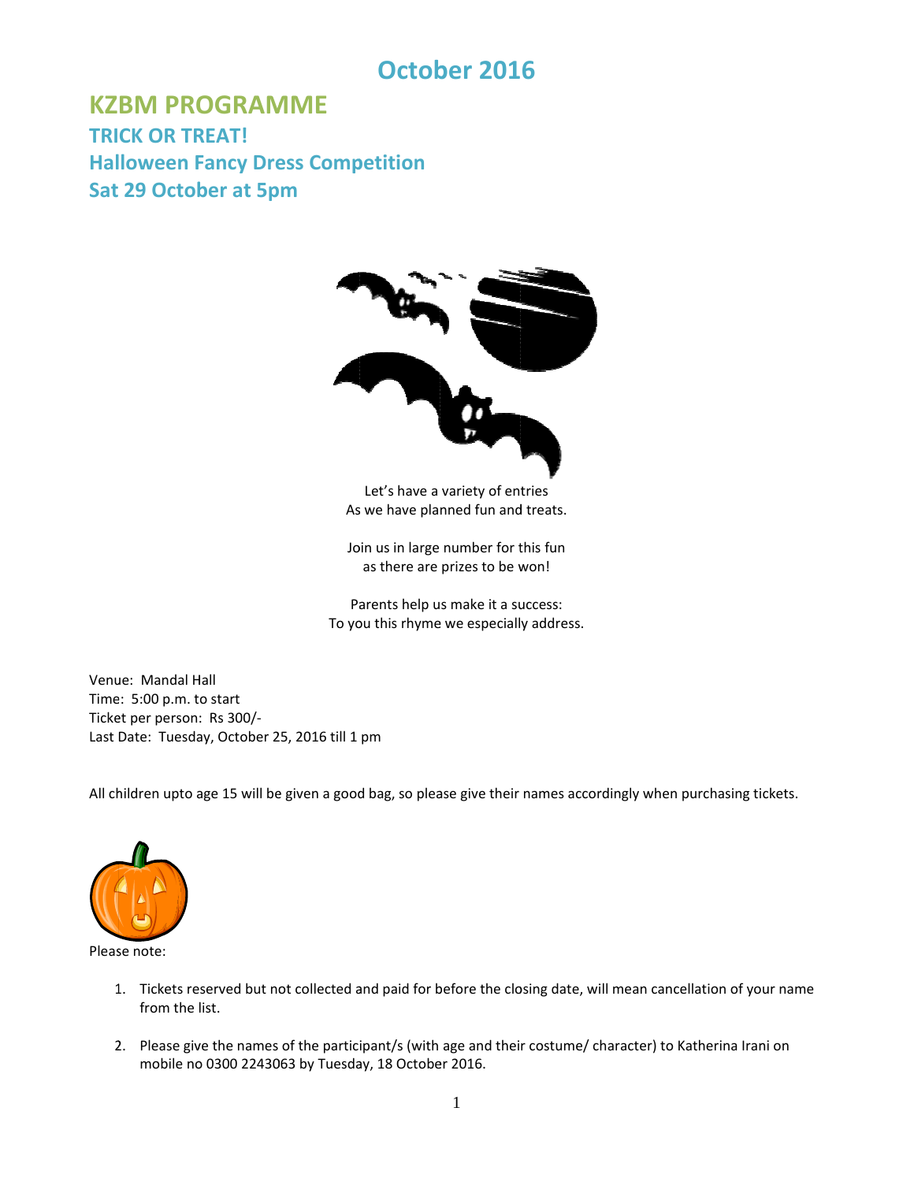# October 2016

## KZBM PROGRAMME

### TRICK OR TREAT!

### Halloween Fancy Dress Competition

### Sat 29 October at 5pm

Let's have a variety of entries
As we have planned fun and treats.

Join us in large number for this fun
as there are prizes to be won!

Parents help us make it a success:
To you this rhyme we especially address.

Venue: Mandal Hall
Time: 5:00 p.m. to start
Ticket per person: Rs 300/-
Last Date: Tuesday, October 25, 2016 till 1 pm

All children upto age 15 will be given a good bag, so please give their names accordingly when purchasing tickets.

Please note:

1. Tickets reserved but not collected and paid for before the closing date, will mean cancellation of your name from the list.

2. Please give the names of the participant/s (with age and their costume/ character) to Katherina Irani on mobile no 0300 2243063 by Tuesday, 18 October 2016.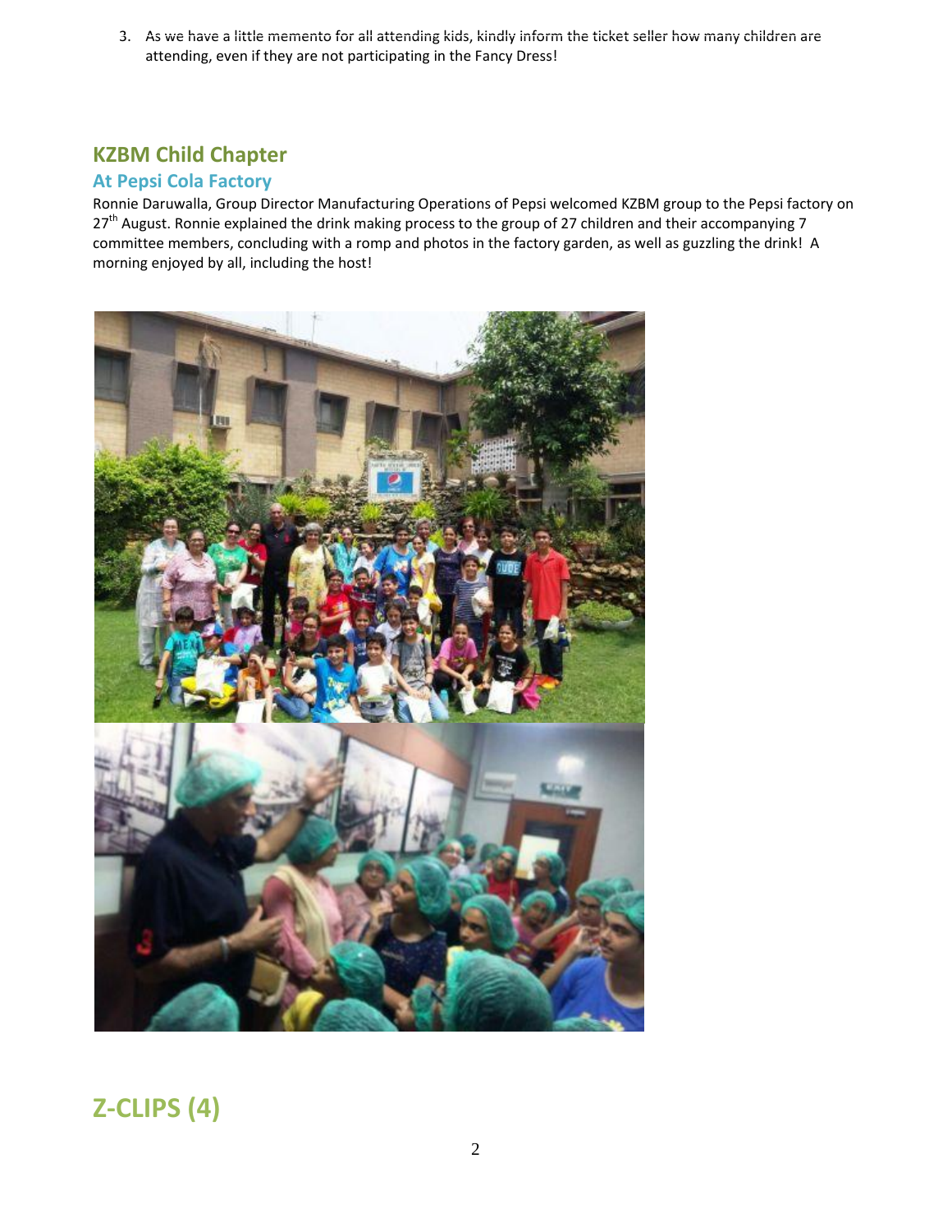3. As we have a little memento for all attending kids, kindly inform the ticket seller how many children are attending, even if they are not participating in the Fancy Dress!

## KZBM Child Chapter

### At Pepsi Cola Factory

Ronnie Daruwalla, Group Director Manufacturing Operations of Pepsi welcomed KZBM group to the Pepsi factory on 27th August. Ronnie explained the drink making process to the group of 27 children and their accompanying 7 committee members, concluding with a romp and photos in the factory garden, as well as guzzling the drink! A morning enjoyed by all, including the host!

## Z-CLIPS (4)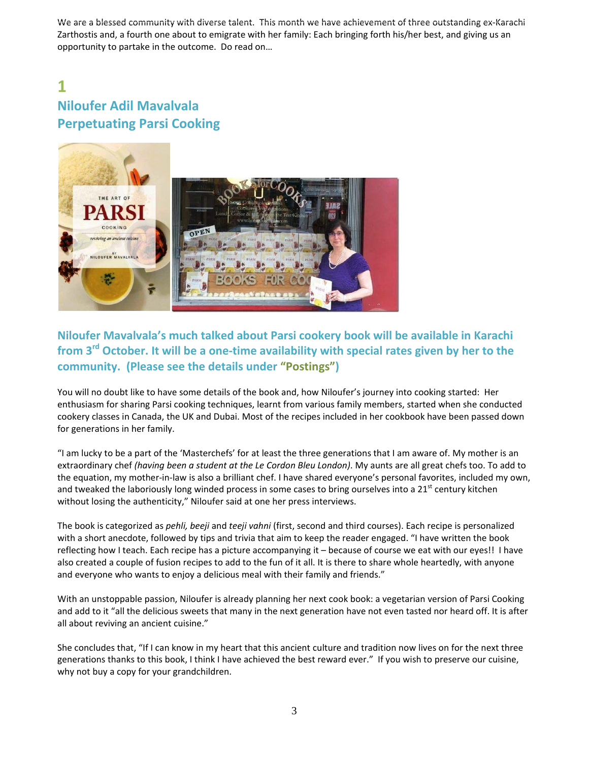We are a blessed community with diverse talent. This month we have achievement of three outstanding ex-Karachi Zarthostis and, a fourth one about to emigrate with her family: Each bringing forth his/her best, and giving us an opportunity to partake in the outcome. Do read on…

## 1
## Niloufer Adil Mavalvala
## Perpetuating Parsi Cooking

### Niloufer Mavalvala's much talked about Parsi cookery book will be available in Karachi from 3rd October. It will be a one-time availability with special rates given by her to the community. (Please see the details under "Postings")

You will no doubt like to have some details of the book and, how Niloufer's journey into cooking started: Her enthusiasm for sharing Parsi cooking techniques, learnt from various family members, started when she conducted cookery classes in Canada, the UK and Dubai. Most of the recipes included in her cookbook have been passed down for generations in her family.

"I am lucky to be a part of the 'Masterchefs' for at least the three generations that I am aware of. My mother is an extraordinary chef *(having been a student at the Le Cordon Bleu London)*. My aunts are all great chefs too. To add to the equation, my mother-in-law is also a brilliant chef. I have shared everyone's personal favorites, included my own, and tweaked the laboriously long winded process in some cases to bring ourselves into a 21st century kitchen without losing the authenticity," Niloufer said at one her press interviews.

The book is categorized as *pehli, beeji* and *teeji vahni* (first, second and third courses). Each recipe is personalized with a short anecdote, followed by tips and trivia that aim to keep the reader engaged. "I have written the book reflecting how I teach. Each recipe has a picture accompanying it – because of course we eat with our eyes!! I have also created a couple of fusion recipes to add to the fun of it all. It is there to share whole heartedly, with anyone and everyone who wants to enjoy a delicious meal with their family and friends."

With an unstoppable passion, Niloufer is already planning her next cook book: a vegetarian version of Parsi Cooking and add to it "all the delicious sweets that many in the next generation have not even tasted nor heard off. It is after all about reviving an ancient cuisine."

She concludes that, "If I can know in my heart that this ancient culture and tradition now lives on for the next three generations thanks to this book, I think I have achieved the best reward ever." If you wish to preserve our cuisine, why not buy a copy for your grandchildren.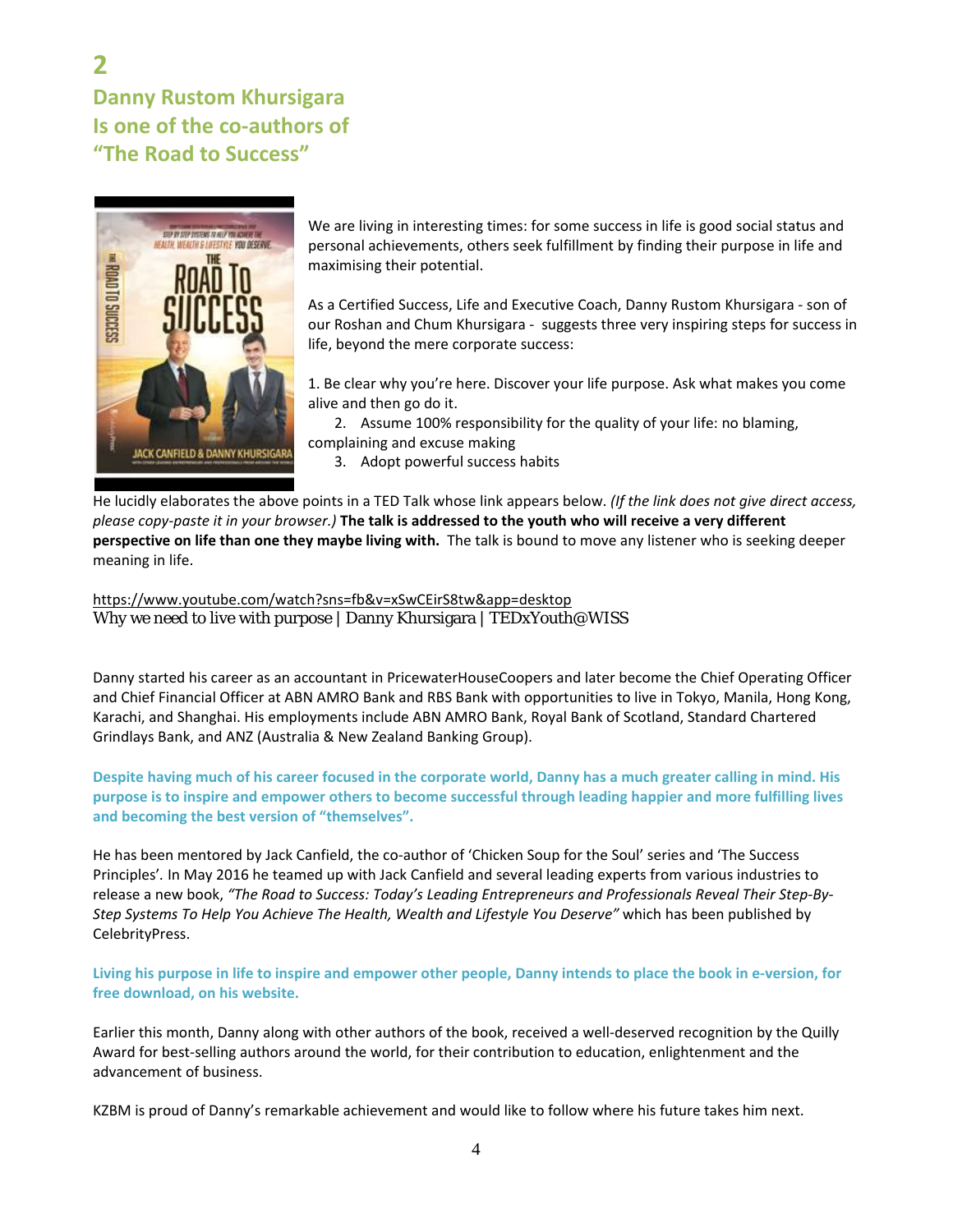# 2

## Danny Rustom Khursigara Is one of the co-authors of "The Road to Success"

We are living in interesting times: for some success in life is good social status and personal achievements, others seek fulfillment by finding their purpose in life and maximising their potential.

As a Certified Success, Life and Executive Coach, Danny Rustom Khursigara - son of our Roshan and Chum Khursigara - suggests three very inspiring steps for success in life, beyond the mere corporate success:

1. Be clear why you're here. Discover your life purpose. Ask what makes you come alive and then go do it.
2. Assume 100% responsibility for the quality of your life: no blaming, complaining and excuse making
3. Adopt powerful success habits

He lucidly elaborates the above points in a TED Talk whose link appears below. *(If the link does not give direct access, please copy-paste it in your browser.)* **The talk is addressed to the youth who will receive a very different perspective on life than one they maybe living with.** The talk is bound to move any listener who is seeking deeper meaning in life.

https://www.youtube.com/watch?sns=fb&v=xSwCEirS8tw&app=desktop
Why we need to live with purpose | Danny Khursigara | TEDxYouth@WISS

Danny started his career as an accountant in PricewaterHouseCoopers and later become the Chief Operating Officer and Chief Financial Officer at ABN AMRO Bank and RBS Bank with opportunities to live in Tokyo, Manila, Hong Kong, Karachi, and Shanghai. His employments include ABN AMRO Bank, Royal Bank of Scotland, Standard Chartered Grindlays Bank, and ANZ (Australia & New Zealand Banking Group).

**Despite having much of his career focused in the corporate world, Danny has a much greater calling in mind. His purpose is to inspire and empower others to become successful through leading happier and more fulfilling lives and becoming the best version of "themselves".**

He has been mentored by Jack Canfield, the co-author of 'Chicken Soup for the Soul' series and 'The Success Principles'. In May 2016 he teamed up with Jack Canfield and several leading experts from various industries to release a new book, *"The Road to Success: Today's Leading Entrepreneurs and Professionals Reveal Their Step-By-Step Systems To Help You Achieve The Health, Wealth and Lifestyle You Deserve"* which has been published by CelebrityPress.

**Living his purpose in life to inspire and empower other people, Danny intends to place the book in e-version, for free download, on his website.**

Earlier this month, Danny along with other authors of the book, received a well-deserved recognition by the Quilly Award for best-selling authors around the world, for their contribution to education, enlightenment and the advancement of business.

KZBM is proud of Danny's remarkable achievement and would like to follow where his future takes him next.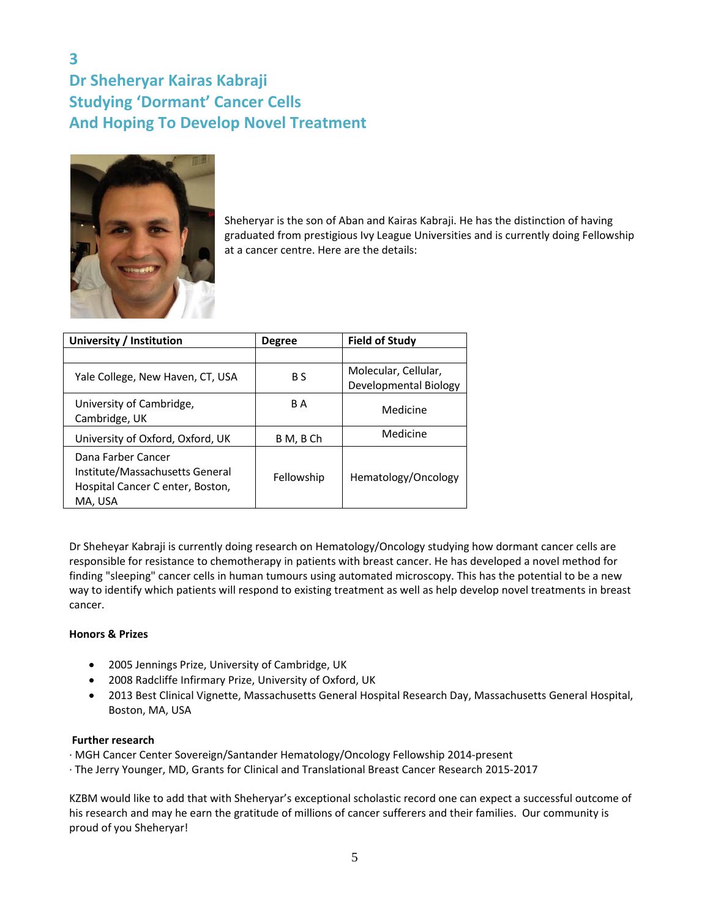## 3
## Dr Sheheryar Kairas Kabraji
## Studying 'Dormant' Cancer Cells
## And Hoping To Develop Novel Treatment

Sheheryar is the son of Aban and Kairas Kabraji. He has the distinction of having graduated from prestigious Ivy League Universities and is currently doing Fellowship at a cancer centre. Here are the details:

| University / Institution | Degree | Field of Study |
|---|---|---|
| | | |
| Yale College, New Haven, CT, USA | B S | Molecular, Cellular, Developmental Biology |
| University of Cambridge, Cambridge, UK | B A | Medicine |
| University of Oxford, Oxford, UK | B M, B Ch | Medicine |
| Dana Farber Cancer Institute/Massachusetts General Hospital Cancer C enter, Boston, MA, USA | Fellowship | Hematology/Oncology |

Dr Sheheyar Kabraji is currently doing research on Hematology/Oncology studying how dormant cancer cells are responsible for resistance to chemotherapy in patients with breast cancer. He has developed a novel method for finding "sleeping" cancer cells in human tumours using automated microscopy. This has the potential to be a new way to identify which patients will respond to existing treatment as well as help develop novel treatments in breast cancer.

**Honors & Prizes**

- 2005 Jennings Prize, University of Cambridge, UK
- 2008 Radcliffe Infirmary Prize, University of Oxford, UK
- 2013 Best Clinical Vignette, Massachusetts General Hospital Research Day, Massachusetts General Hospital, Boston, MA, USA

**Further research**

· MGH Cancer Center Sovereign/Santander Hematology/Oncology Fellowship 2014-present
· The Jerry Younger, MD, Grants for Clinical and Translational Breast Cancer Research 2015-2017

KZBM would like to add that with Sheheryar's exceptional scholastic record one can expect a successful outcome of his research and may he earn the gratitude of millions of cancer sufferers and their families. Our community is proud of you Sheheryar!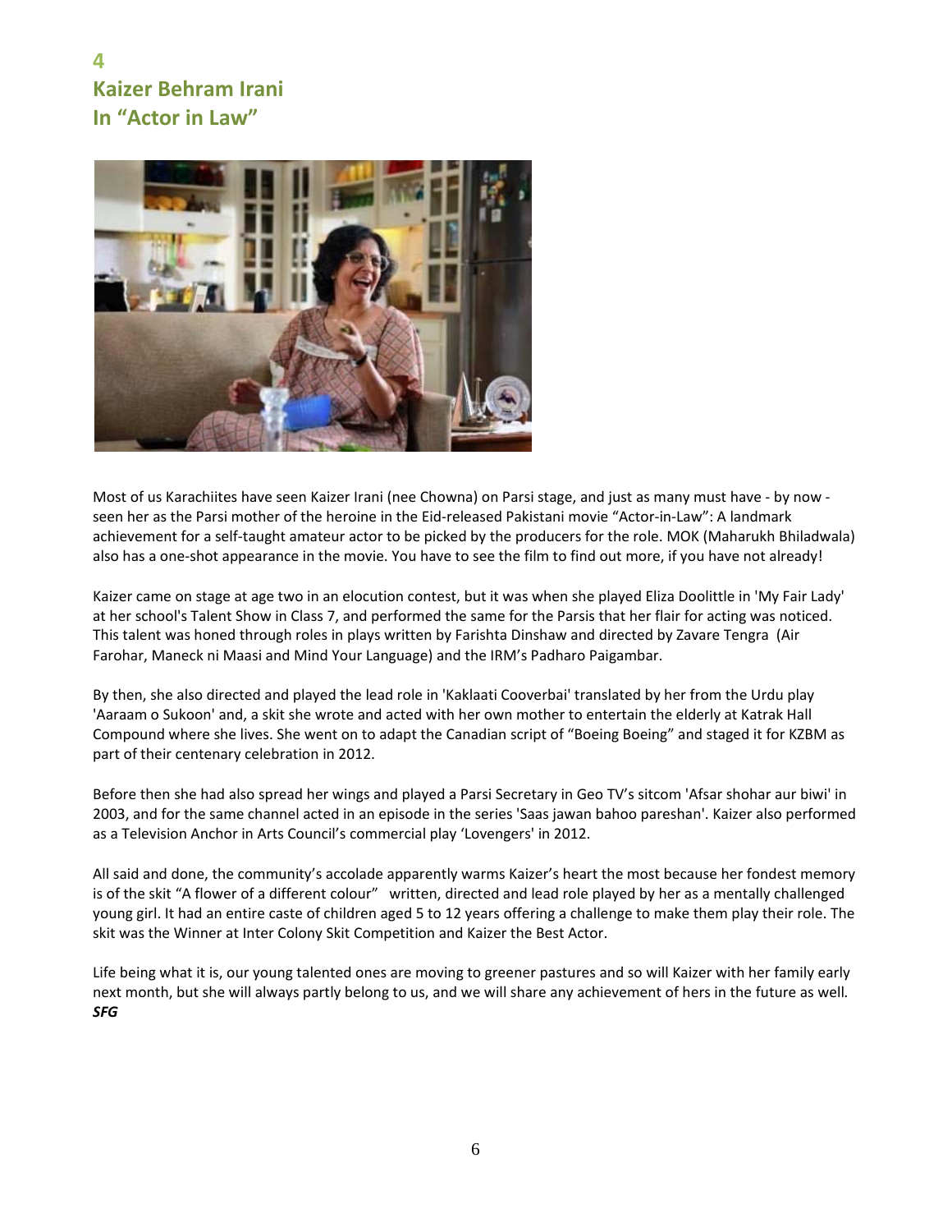## 4
## Kaizer Behram Irani
## In "Actor in Law"

Most of us Karachiites have seen Kaizer Irani (nee Chowna) on Parsi stage, and just as many must have - by now - seen her as the Parsi mother of the heroine in the Eid-released Pakistani movie "Actor-in-Law": A landmark achievement for a self-taught amateur actor to be picked by the producers for the role. MOK (Maharukh Bhiladwala) also has a one-shot appearance in the movie. You have to see the film to find out more, if you have not already!

Kaizer came on stage at age two in an elocution contest, but it was when she played Eliza Doolittle in 'My Fair Lady' at her school's Talent Show in Class 7, and performed the same for the Parsis that her flair for acting was noticed. This talent was honed through roles in plays written by Farishta Dinshaw and directed by Zavare Tengra (Air Farohar, Maneck ni Maasi and Mind Your Language) and the IRM's Padharo Paigambar.

By then, she also directed and played the lead role in 'Kaklaati Cooverbai' translated by her from the Urdu play 'Aaraam o Sukoon' and, a skit she wrote and acted with her own mother to entertain the elderly at Katrak Hall Compound where she lives. She went on to adapt the Canadian script of "Boeing Boeing" and staged it for KZBM as part of their centenary celebration in 2012.

Before then she had also spread her wings and played a Parsi Secretary in Geo TV's sitcom 'Afsar shohar aur biwi' in 2003, and for the same channel acted in an episode in the series 'Saas jawan bahoo pareshan'. Kaizer also performed as a Television Anchor in Arts Council's commercial play 'Lovengers' in 2012.

All said and done, the community's accolade apparently warms Kaizer's heart the most because her fondest memory is of the skit "A flower of a different colour" written, directed and lead role played by her as a mentally challenged young girl. It had an entire caste of children aged 5 to 12 years offering a challenge to make them play their role. The skit was the Winner at Inter Colony Skit Competition and Kaizer the Best Actor.

Life being what it is, our young talented ones are moving to greener pastures and so will Kaizer with her family early next month, but she will always partly belong to us, and we will share any achievement of hers in the future as well.
***SFG***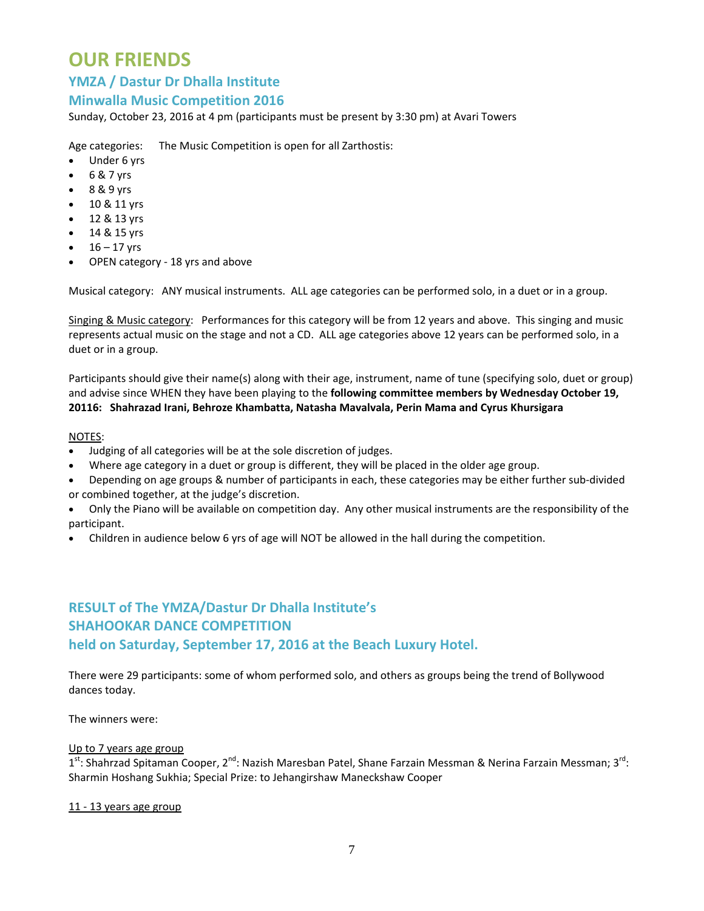# OUR FRIENDS

## YMZA / Dastur Dr Dhalla Institute

## Minwalla Music Competition 2016

Sunday, October 23, 2016 at 4 pm (participants must be present by 3:30 pm) at Avari Towers

Age categories: The Music Competition is open for all Zarthostis:

- Under 6 yrs
- 6 & 7 yrs
- 8 & 9 yrs
- 10 & 11 yrs
- 12 & 13 yrs
- 14 & 15 yrs
- 16 – 17 yrs
- OPEN category - 18 yrs and above

Musical category: ANY musical instruments. ALL age categories can be performed solo, in a duet or in a group.

Singing & Music category: Performances for this category will be from 12 years and above. This singing and music represents actual music on the stage and not a CD. ALL age categories above 12 years can be performed solo, in a duet or in a group.

Participants should give their name(s) along with their age, instrument, name of tune (specifying solo, duet or group) and advise since WHEN they have been playing to the **following committee members by Wednesday October 19, 20116: Shahrazad Irani, Behroze Khambatta, Natasha Mavalvala, Perin Mama and Cyrus Khursigara**

NOTES:

- Judging of all categories will be at the sole discretion of judges.
- Where age category in a duet or group is different, they will be placed in the older age group.
- Depending on age groups & number of participants in each, these categories may be either further sub-divided or combined together, at the judge's discretion.
- Only the Piano will be available on competition day. Any other musical instruments are the responsibility of the participant.
- Children in audience below 6 yrs of age will NOT be allowed in the hall during the competition.

## RESULT of The YMZA/Dastur Dr Dhalla Institute's SHAHOOKAR DANCE COMPETITION held on Saturday, September 17, 2016 at the Beach Luxury Hotel.

There were 29 participants: some of whom performed solo, and others as groups being the trend of Bollywood dances today.

The winners were:

Up to 7 years age group

1st: Shahrzad Spitaman Cooper, 2nd: Nazish Maresban Patel, Shane Farzain Messman & Nerina Farzain Messman; 3rd: Sharmin Hoshang Sukhia; Special Prize: to Jehangirshaw Maneckshaw Cooper

11 - 13 years age group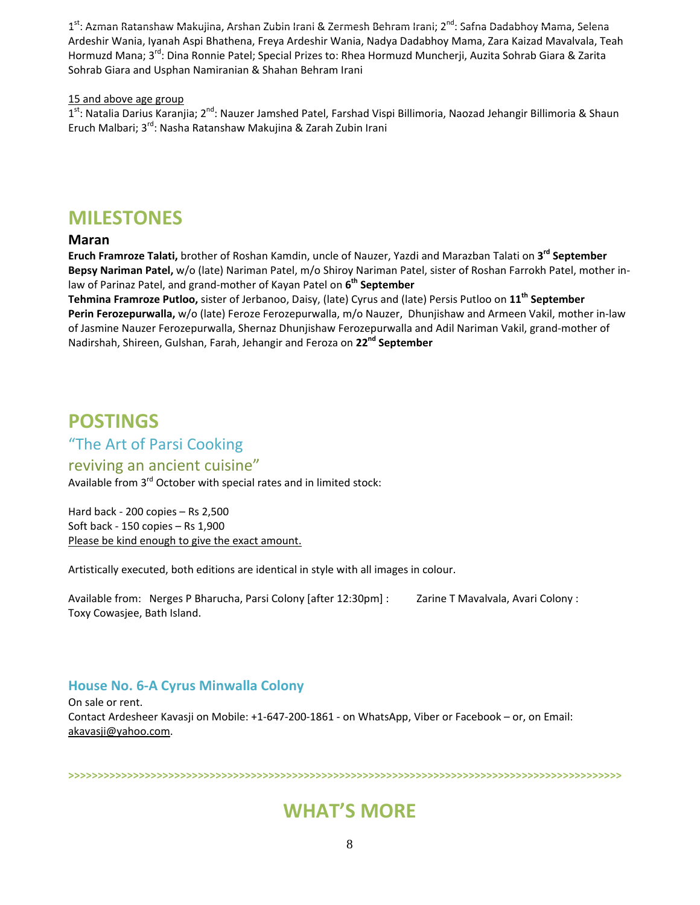1st: Azman Ratanshaw Makujina, Arshan Zubin Irani & Zermesh Behram Irani; 2nd: Safna Dadabhoy Mama, Selena Ardeshir Wania, Iyanah Aspi Bhathena, Freya Ardeshir Wania, Nadya Dadabhoy Mama, Zara Kaizad Mavalvala, Teah Hormuzd Mana; 3rd: Dina Ronnie Patel; Special Prizes to: Rhea Hormuzd Muncherji, Auzita Sohrab Giara & Zarita Sohrab Giara and Usphan Namiranian & Shahan Behram Irani

15 and above age group

1st: Natalia Darius Karanjia; 2nd: Nauzer Jamshed Patel, Farshad Vispi Billimoria, Naozad Jehangir Billimoria & Shaun Eruch Malbari; 3rd: Nasha Ratanshaw Makujina & Zarah Zubin Irani

# MILESTONES

## Maran

**Eruch Framroze Talati,** brother of Roshan Kamdin, uncle of Nauzer, Yazdi and Marazban Talati on **3rd September**
**Bepsy Nariman Patel,** w/o (late) Nariman Patel, m/o Shiroy Nariman Patel, sister of Roshan Farrokh Patel, mother in-law of Parinaz Patel, and grand-mother of Kayan Patel on **6th September**
**Tehmina Framroze Putloo,** sister of Jerbanoo, Daisy, (late) Cyrus and (late) Persis Putloo on **11th September**
**Perin Ferozepurwalla,** w/o (late) Feroze Ferozepurwalla, m/o Nauzer, Dhunjishaw and Armeen Vakil, mother in-law of Jasmine Nauzer Ferozepurwalla, Shernaz Dhunjishaw Ferozepurwalla and Adil Nariman Vakil, grand-mother of Nadirshah, Shireen, Gulshan, Farah, Jehangir and Feroza on **22nd September**

# POSTINGS

## "The Art of Parsi Cooking reviving an ancient cuisine"

Available from 3rd October with special rates and in limited stock:

Hard back - 200 copies – Rs 2,500
Soft back - 150 copies – Rs 1,900
Please be kind enough to give the exact amount.

Artistically executed, both editions are identical in style with all images in colour.

Available from: Nerges P Bharucha, Parsi Colony [after 12:30pm] : Zarine T Mavalvala, Avari Colony : Toxy Cowasjee, Bath Island.

### House No. 6-A Cyrus Minwalla Colony

On sale or rent.
Contact Ardesheer Kavasji on Mobile: +1-647-200-1861 - on WhatsApp, Viber or Facebook – or, on Email: akavasji@yahoo.com.

>>>>>>>>>>>>>>>>>>>>>>>>>>>>>>>>>>>>>>>>>>>>>>>>>>>>>>>>>>>>>>>>>>>>>>>>>>>>>>>>>>>>>>>>>>>>>>>>>

# WHAT'S MORE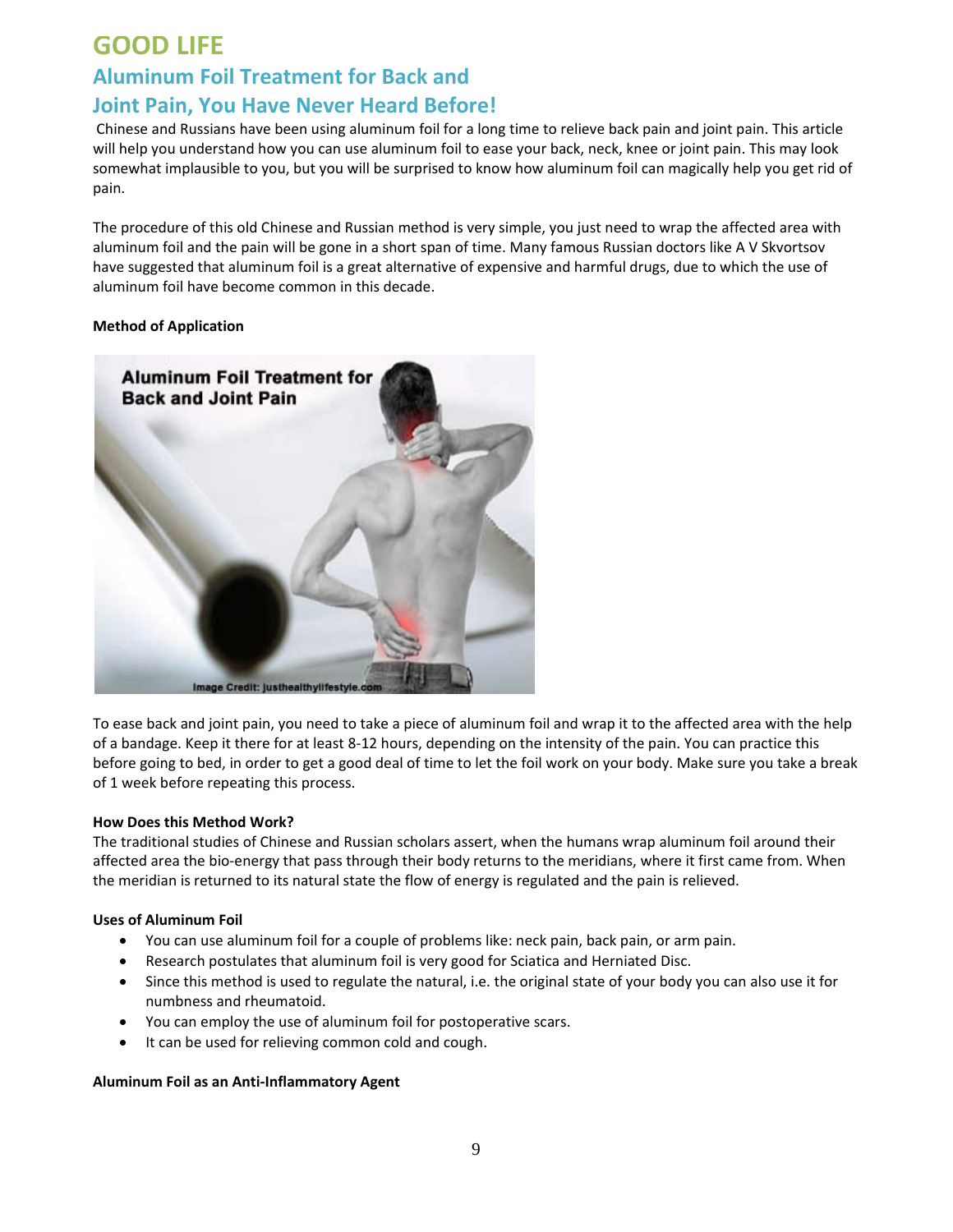# GOOD LIFE

## Aluminum Foil Treatment for Back and Joint Pain, You Have Never Heard Before!

Chinese and Russians have been using aluminum foil for a long time to relieve back pain and joint pain. This article will help you understand how you can use aluminum foil to ease your back, neck, knee or joint pain. This may look somewhat implausible to you, but you will be surprised to know how aluminum foil can magically help you get rid of pain.

The procedure of this old Chinese and Russian method is very simple, you just need to wrap the affected area with aluminum foil and the pain will be gone in a short span of time. Many famous Russian doctors like A V Skvortsov have suggested that aluminum foil is a great alternative of expensive and harmful drugs, due to which the use of aluminum foil have become common in this decade.

**Method of Application**

To ease back and joint pain, you need to take a piece of aluminum foil and wrap it to the affected area with the help of a bandage. Keep it there for at least 8-12 hours, depending on the intensity of the pain. You can practice this before going to bed, in order to get a good deal of time to let the foil work on your body. Make sure you take a break of 1 week before repeating this process.

**How Does this Method Work?**

The traditional studies of Chinese and Russian scholars assert, when the humans wrap aluminum foil around their affected area the bio-energy that pass through their body returns to the meridians, where it first came from. When the meridian is returned to its natural state the flow of energy is regulated and the pain is relieved.

**Uses of Aluminum Foil**

- You can use aluminum foil for a couple of problems like: neck pain, back pain, or arm pain.
- Research postulates that aluminum foil is very good for Sciatica and Herniated Disc.
- Since this method is used to regulate the natural, i.e. the original state of your body you can also use it for numbness and rheumatoid.
- You can employ the use of aluminum foil for postoperative scars.
- It can be used for relieving common cold and cough.

**Aluminum Foil as an Anti-Inflammatory Agent**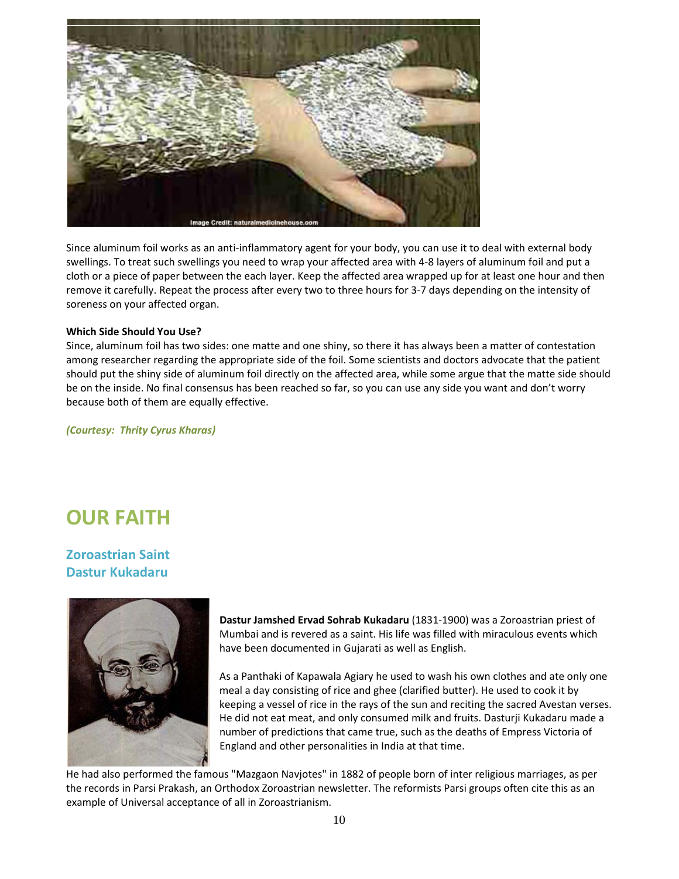Since aluminum foil works as an anti-inflammatory agent for your body, you can use it to deal with external body swellings. To treat such swellings you need to wrap your affected area with 4-8 layers of aluminum foil and put a cloth or a piece of paper between the each layer. Keep the affected area wrapped up for at least one hour and then remove it carefully. Repeat the process after every two to three hours for 3-7 days depending on the intensity of soreness on your affected organ.

**Which Side Should You Use?**

Since, aluminum foil has two sides: one matte and one shiny, so there it has always been a matter of contestation among researcher regarding the appropriate side of the foil. Some scientists and doctors advocate that the patient should put the shiny side of aluminum foil directly on the affected area, while some argue that the matte side should be on the inside. No final consensus has been reached so far, so you can use any side you want and don't worry because both of them are equally effective.

***(Courtesy: Thrity Cyrus Kharas)***

# OUR FAITH

## Zoroastrian Saint Dastur Kukadaru

**Dastur Jamshed Ervad Sohrab Kukadaru** (1831-1900) was a Zoroastrian priest of Mumbai and is revered as a saint. His life was filled with miraculous events which have been documented in Gujarati as well as English.

As a Panthaki of Kapawala Agiary he used to wash his own clothes and ate only one meal a day consisting of rice and ghee (clarified butter). He used to cook it by keeping a vessel of rice in the rays of the sun and reciting the sacred Avestan verses. He did not eat meat, and only consumed milk and fruits. Dasturji Kukadaru made a number of predictions that came true, such as the deaths of Empress Victoria of England and other personalities in India at that time.

He had also performed the famous "Mazgaon Navjotes" in 1882 of people born of inter religious marriages, as per the records in Parsi Prakash, an Orthodox Zoroastrian newsletter. The reformists Parsi groups often cite this as an example of Universal acceptance of all in Zoroastrianism.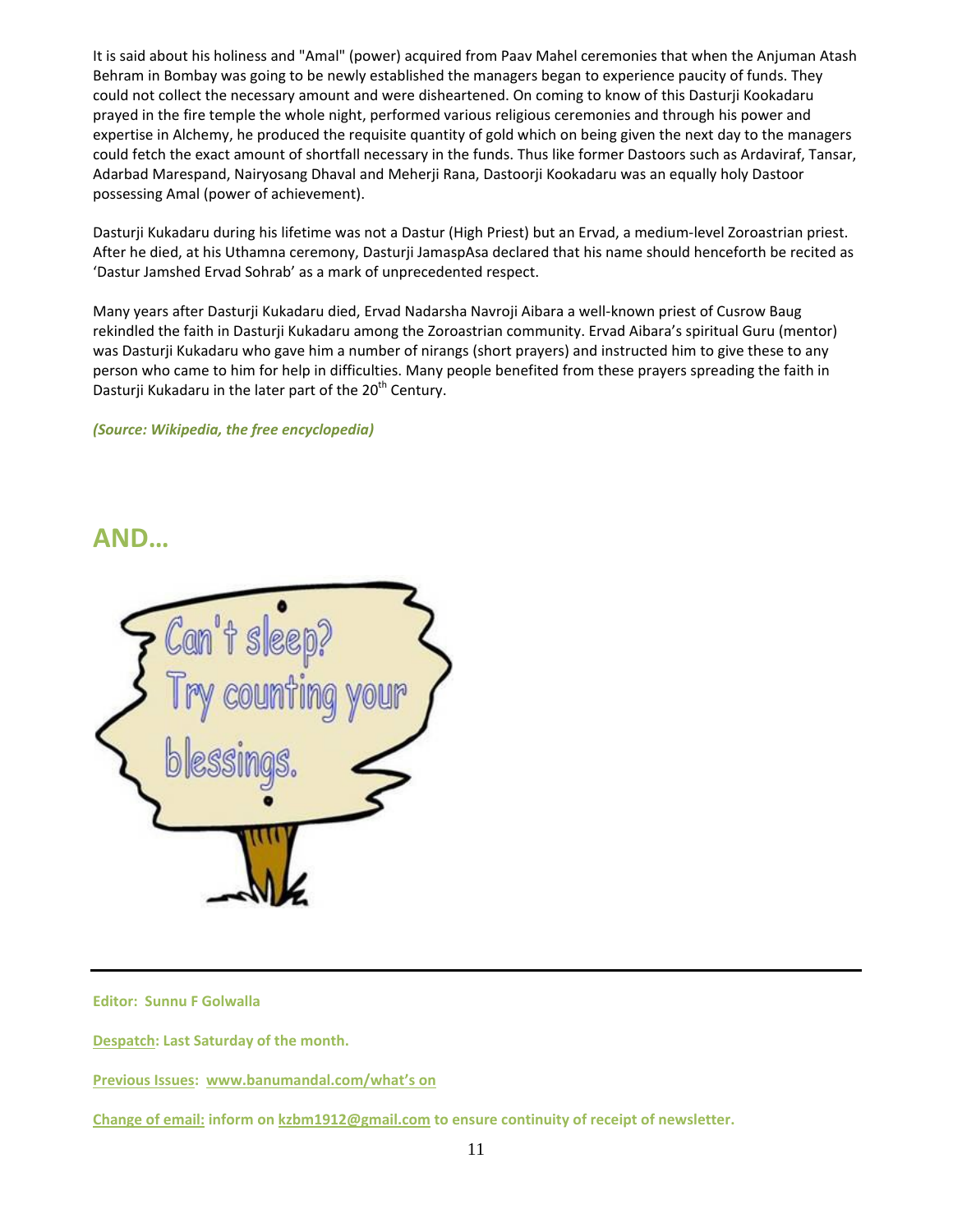It is said about his holiness and "Amal" (power) acquired from Paav Mahel ceremonies that when the Anjuman Atash Behram in Bombay was going to be newly established the managers began to experience paucity of funds. They could not collect the necessary amount and were disheartened. On coming to know of this Dasturji Kookadaru prayed in the fire temple the whole night, performed various religious ceremonies and through his power and expertise in Alchemy, he produced the requisite quantity of gold which on being given the next day to the managers could fetch the exact amount of shortfall necessary in the funds. Thus like former Dastoors such as Ardaviraf, Tansar, Adarbad Marespand, Nairyosang Dhaval and Meherji Rana, Dastoorji Kookadaru was an equally holy Dastoor possessing Amal (power of achievement).

Dasturji Kukadaru during his lifetime was not a Dastur (High Priest) but an Ervad, a medium-level Zoroastrian priest. After he died, at his Uthamna ceremony, Dasturji JamaspAsa declared that his name should henceforth be recited as 'Dastur Jamshed Ervad Sohrab' as a mark of unprecedented respect.

Many years after Dasturji Kukadaru died, Ervad Nadarsha Navroji Aibara a well-known priest of Cusrow Baug rekindled the faith in Dasturji Kukadaru among the Zoroastrian community. Ervad Aibara's spiritual Guru (mentor) was Dasturji Kukadaru who gave him a number of nirangs (short prayers) and instructed him to give these to any person who came to him for help in difficulties. Many people benefited from these prayers spreading the faith in Dasturji Kukadaru in the later part of the 20th Century.

***(Source: Wikipedia, the free encyclopedia)***

## AND…

Can't sleep? Try counting your blessings.

---

**Editor: Sunnu F Golwalla**

**Despatch: Last Saturday of the month.**

**Previous Issues: www.banumandal.com/what's on**

**Change of email: inform on kzbm1912@gmail.com to ensure continuity of receipt of newsletter.**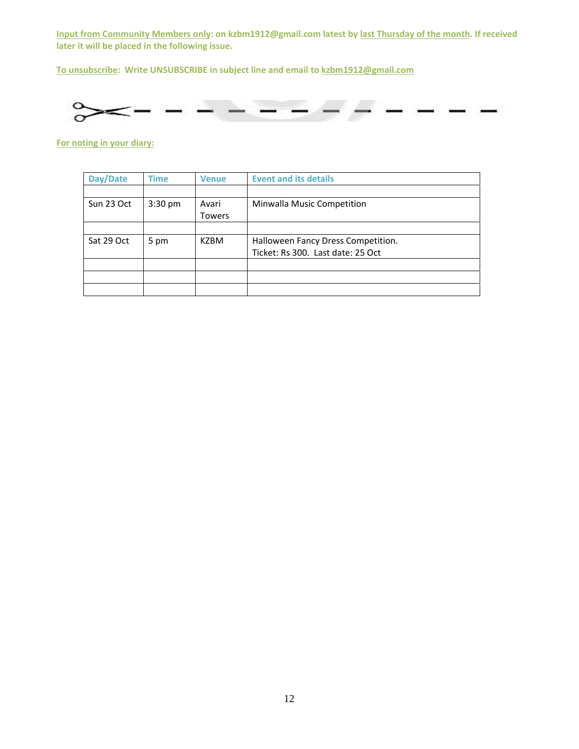**Input from Community Members only: on kzbm1912@gmail.com latest by last Thursday of the month. If received later it will be placed in the following issue.**

**To unsubscribe: Write UNSUBSCRIBE in subject line and email to kzbm1912@gmail.com**

**For noting in your diary:**

| Day/Date | Time | Venue | Event and its details |
|---|---|---|---|
| | | | |
| Sun 23 Oct | 3:30 pm | Avari Towers | Minwalla Music Competition |
| | | | |
| Sat 29 Oct | 5 pm | KZBM | Halloween Fancy Dress Competition. Ticket: Rs 300. Last date: 25 Oct |
| | | | |
| | | | |
| | | | |